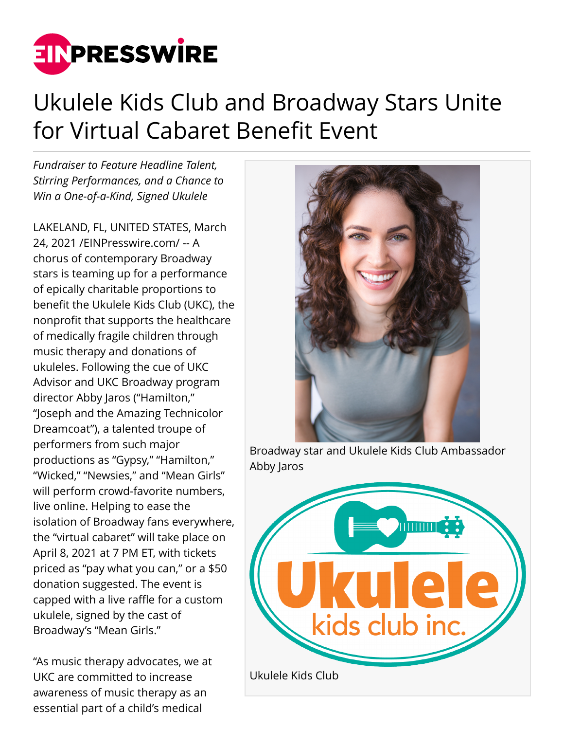# Ukulele Kids Club and Broadway Stars Unite for Virtual Cabaret Benefit Event

*Fundraiser to Feature Headline Talent, Stirring Performances, and a Chance to Win a One-of-a-Kind, Signed Ukulele*

LAKELAND, FL, UNITED STATES, March 24, 2021 /EINPresswire.com/ -- A chorus of contemporary Broadway stars is teaming up for a performance of epically charitable proportions to benefit the Ukulele Kids Club (UKC), the nonprofit that supports the healthcare of medically fragile children through music therapy and donations of ukuleles. Following the cue of UKC Advisor and UKC Broadway program director Abby Jaros ("Hamilton," "Joseph and the Amazing Technicolor Dreamcoat"), a talented troupe of performers from such major productions as "Gypsy," "Hamilton," "Wicked," "Newsies," and "Mean Girls" will perform crowd-favorite numbers, live online. Helping to ease the isolation of Broadway fans everywhere, the "virtual cabaret" will take place on April 8, 2021 at 7 PM ET, with tickets priced as "pay what you can," or a $50 donation suggested. The event is capped with a live raffle for a custom ukulele, signed by the cast of Broadway's "Mean Girls."

Broadway star and Ukulele Kids Club Ambassador Abby Jaros

Ukulele Kids Club

"As music therapy advocates, we at UKC are committed to increase awareness of music therapy as an essential part of a child's medical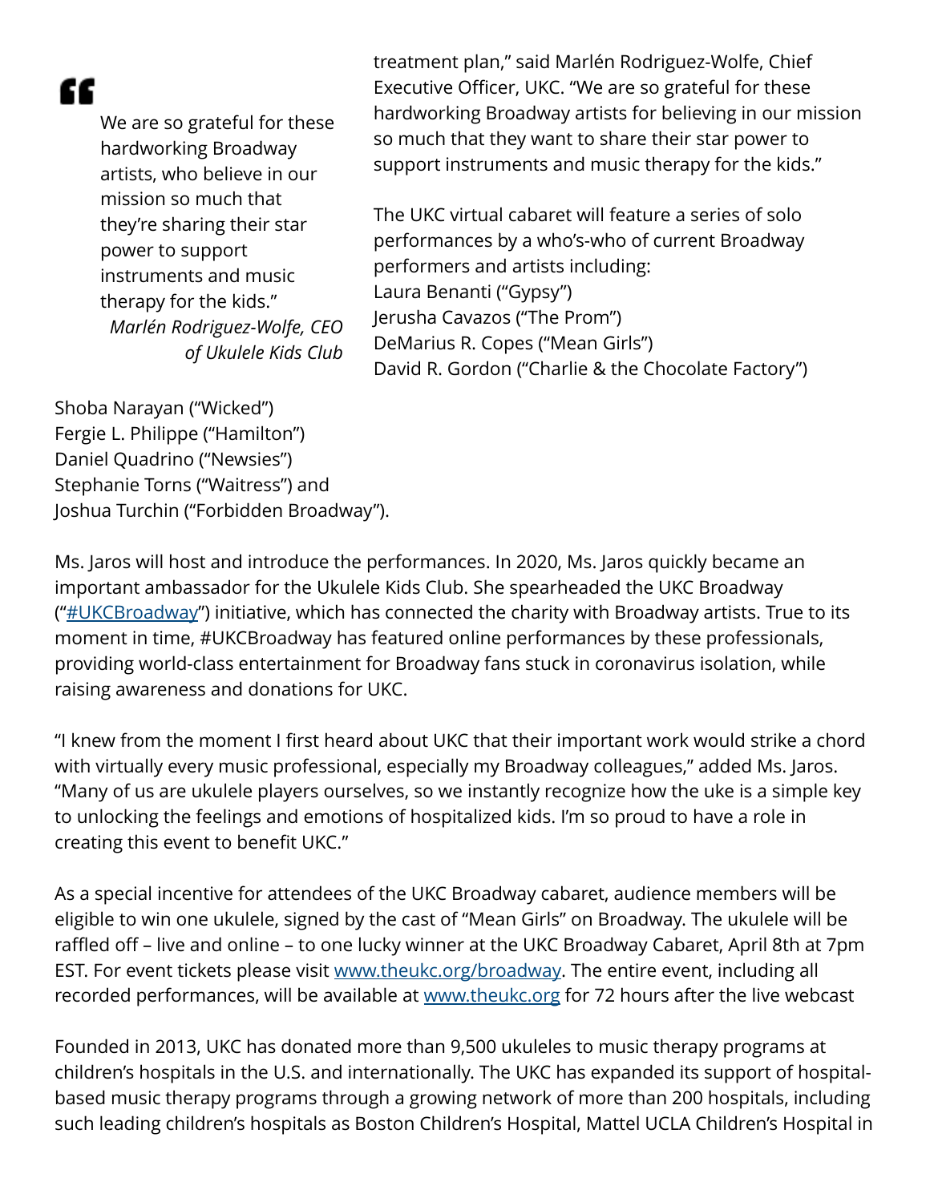> "We are so grateful for these hardworking Broadway artists, who believe in our mission so much that they're sharing their star power to support instruments and music therapy for the kids."
> *Marlén Rodriguez-Wolfe, CEO of Ukulele Kids Club*

treatment plan," said Marlén Rodriguez-Wolfe, Chief Executive Officer, UKC. "We are so grateful for these hardworking Broadway artists for believing in our mission so much that they want to share their star power to support instruments and music therapy for the kids."

The UKC virtual cabaret will feature a series of solo performances by a who's-who of current Broadway performers and artists including:
Laura Benanti ("Gypsy")
Jerusha Cavazos ("The Prom")
DeMarius R. Copes ("Mean Girls")
David R. Gordon ("Charlie & the Chocolate Factory")
Shoba Narayan ("Wicked")
Fergie L. Philippe ("Hamilton")
Daniel Quadrino ("Newsies")
Stephanie Torns ("Waitress") and
Joshua Turchin ("Forbidden Broadway").

Ms. Jaros will host and introduce the performances. In 2020, Ms. Jaros quickly became an important ambassador for the Ukulele Kids Club. She spearheaded the UKC Broadway ("#UKCBroadway") initiative, which has connected the charity with Broadway artists. True to its moment in time, #UKCBroadway has featured online performances by these professionals, providing world-class entertainment for Broadway fans stuck in coronavirus isolation, while raising awareness and donations for UKC.

"I knew from the moment I first heard about UKC that their important work would strike a chord with virtually every music professional, especially my Broadway colleagues," added Ms. Jaros. "Many of us are ukulele players ourselves, so we instantly recognize how the uke is a simple key to unlocking the feelings and emotions of hospitalized kids. I'm so proud to have a role in creating this event to benefit UKC."

As a special incentive for attendees of the UKC Broadway cabaret, audience members will be eligible to win one ukulele, signed by the cast of "Mean Girls" on Broadway. The ukulele will be raffled off – live and online – to one lucky winner at the UKC Broadway Cabaret, April 8th at 7pm EST. For event tickets please visit www.theukc.org/broadway. The entire event, including all recorded performances, will be available at www.theukc.org for 72 hours after the live webcast

Founded in 2013, UKC has donated more than 9,500 ukuleles to music therapy programs at children's hospitals in the U.S. and internationally. The UKC has expanded its support of hospital-based music therapy programs through a growing network of more than 200 hospitals, including such leading children's hospitals as Boston Children's Hospital, Mattel UCLA Children's Hospital in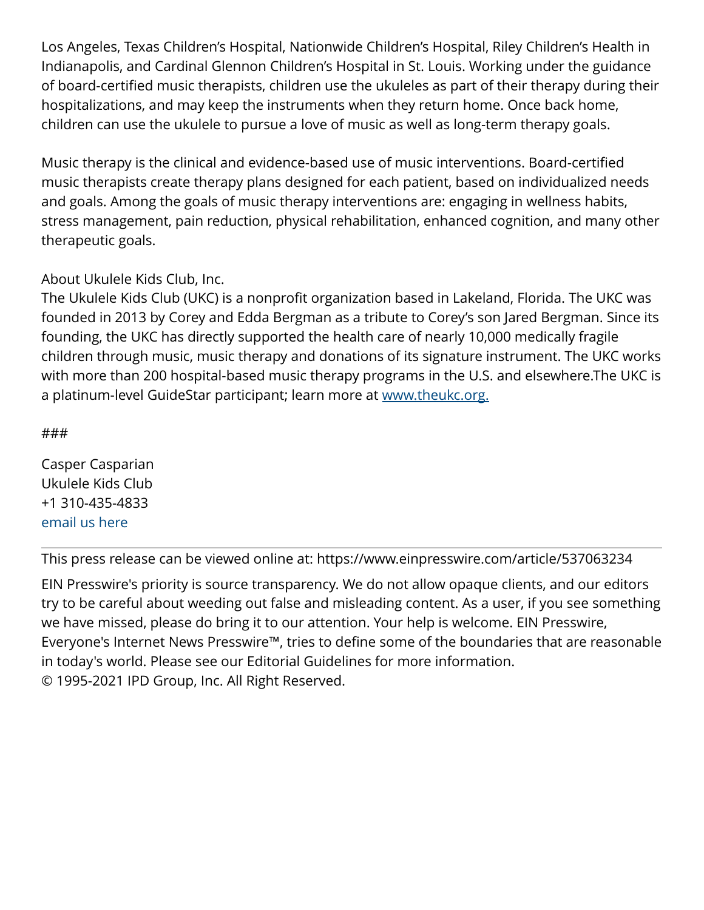Los Angeles, Texas Children's Hospital, Nationwide Children's Hospital, Riley Children's Health in Indianapolis, and Cardinal Glennon Children's Hospital in St. Louis. Working under the guidance of board-certified music therapists, children use the ukuleles as part of their therapy during their hospitalizations, and may keep the instruments when they return home. Once back home, children can use the ukulele to pursue a love of music as well as long-term therapy goals.

Music therapy is the clinical and evidence-based use of music interventions. Board-certified music therapists create therapy plans designed for each patient, based on individualized needs and goals. Among the goals of music therapy interventions are: engaging in wellness habits, stress management, pain reduction, physical rehabilitation, enhanced cognition, and many other therapeutic goals.

About Ukulele Kids Club, Inc.
The Ukulele Kids Club (UKC) is a nonprofit organization based in Lakeland, Florida. The UKC was founded in 2013 by Corey and Edda Bergman as a tribute to Corey's son Jared Bergman. Since its founding, the UKC has directly supported the health care of nearly 10,000 medically fragile children through music, music therapy and donations of its signature instrument. The UKC works with more than 200 hospital-based music therapy programs in the U.S. and elsewhere.The UKC is a platinum-level GuideStar participant; learn more at [www.theukc.org.](http://www.theukc.org)

###

Casper Casparian
Ukulele Kids Club
+1 310-435-4833
email us here

---

This press release can be viewed online at: https://www.einpresswire.com/article/537063234

EIN Presswire's priority is source transparency. We do not allow opaque clients, and our editors try to be careful about weeding out false and misleading content. As a user, if you see something we have missed, please do bring it to our attention. Your help is welcome. EIN Presswire, Everyone's Internet News Presswire™, tries to define some of the boundaries that are reasonable in today's world. Please see our Editorial Guidelines for more information.
© 1995-2021 IPD Group, Inc. All Right Reserved.